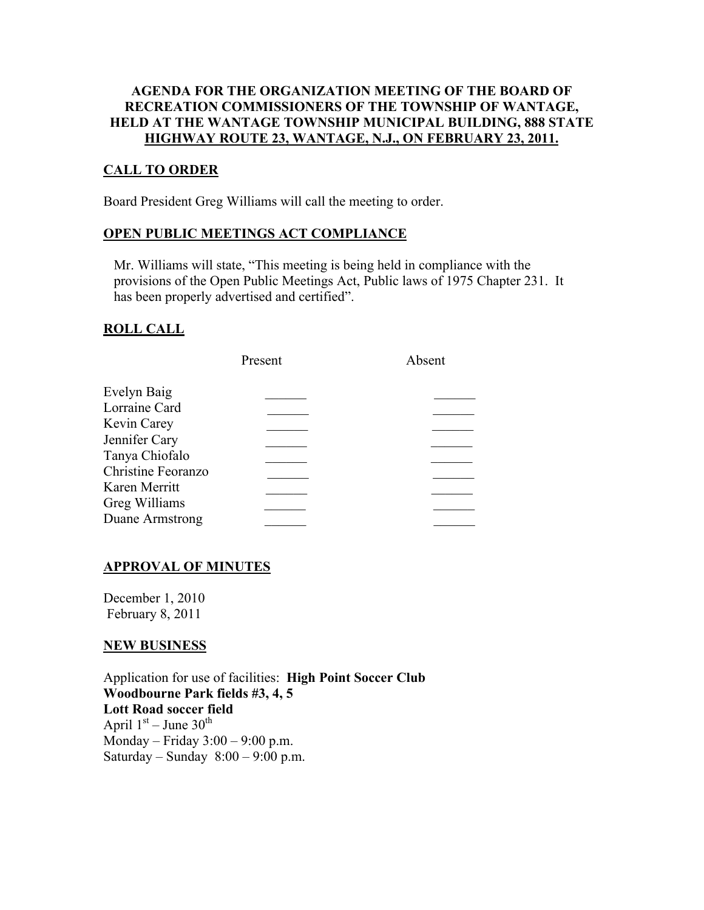**AGENDA FOR THE ORGANIZATION MEETING OF THE BOARD OF RECREATION COMMISSIONERS OF THE TOWNSHIP OF WANTAGE, HELD AT THE WANTAGE TOWNSHIP MUNICIPAL BUILDING, 888 STATE HIGHWAY ROUTE 23, WANTAGE, N.J., ON FEBRUARY 23, 2011.**

## CALL TO ORDER

Board President Greg Williams will call the meeting to order.

## OPEN PUBLIC MEETINGS ACT COMPLIANCE

Mr. Williams will state, "This meeting is being held in compliance with the provisions of the Open Public Meetings Act, Public laws of 1975 Chapter 231. It has been properly advertised and certified".

## ROLL CALL

| | Present | Absent |
|---|---|---|
| Evelyn Baig | ______ | ______ |
| Lorraine Card | ______ | ______ |
| Kevin Carey | ______ | ______ |
| Jennifer Cary | ______ | ______ |
| Tanya Chiofalo | ______ | ______ |
| Christine Feoranzo | ______ | ______ |
| Karen Merritt | ______ | ______ |
| Greg Williams | ______ | ______ |
| Duane Armstrong | ______ | ______ |

## APPROVAL OF MINUTES

December 1, 2010
February 8, 2011

## NEW BUSINESS

Application for use of facilities: **High Point Soccer Club**
**Woodbourne Park fields #3, 4, 5**
**Lott Road soccer field**
April 1st – June 30th
Monday – Friday 3:00 – 9:00 p.m.
Saturday – Sunday 8:00 – 9:00 p.m.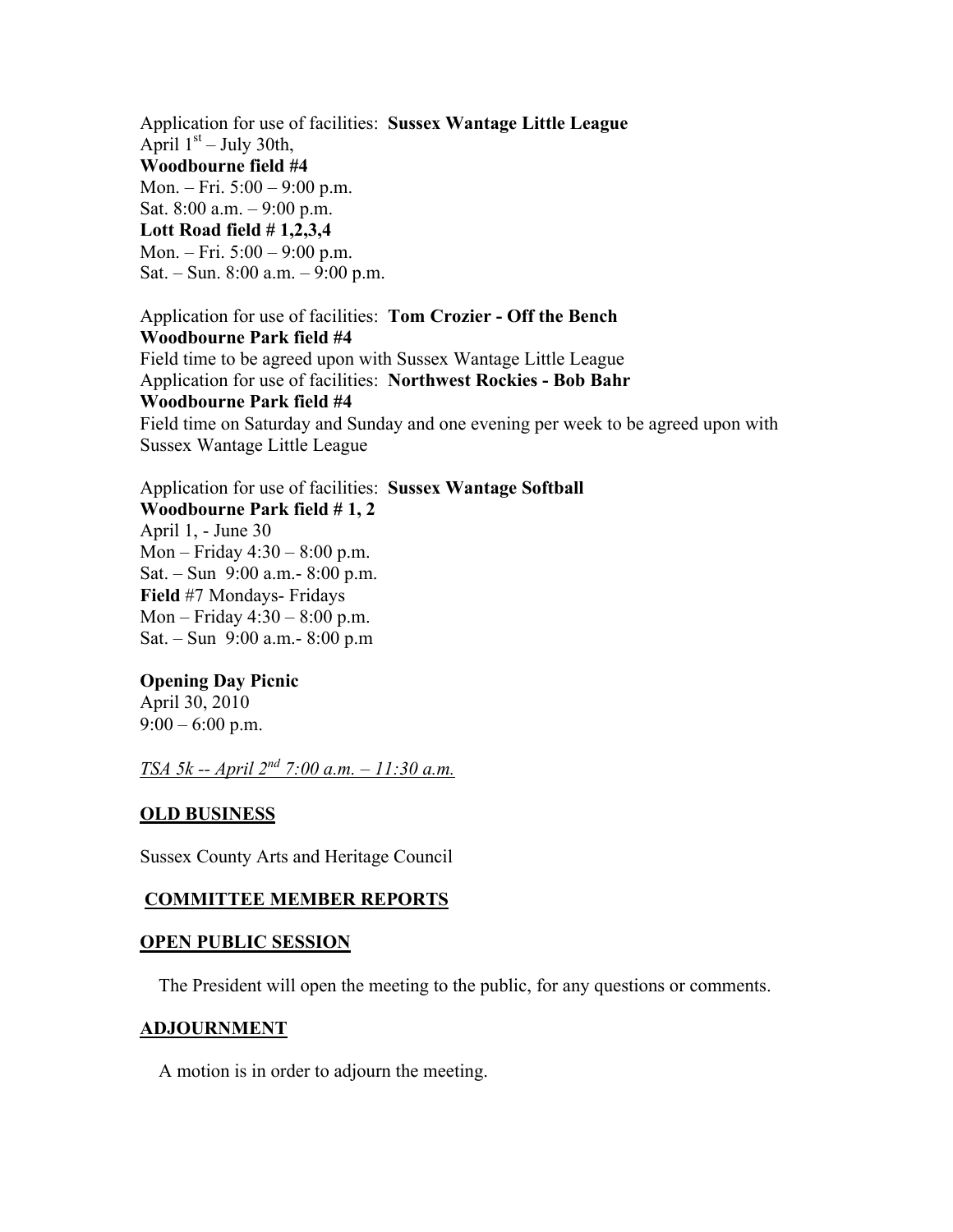Application for use of facilities: **Sussex Wantage Little League**
April 1st – July 30th,
**Woodbourne field #4**
Mon. – Fri. 5:00 – 9:00 p.m.
Sat. 8:00 a.m. – 9:00 p.m.
**Lott Road field # 1,2,3,4**
Mon. – Fri. 5:00 – 9:00 p.m.
Sat. – Sun. 8:00 a.m. – 9:00 p.m.

Application for use of facilities: **Tom Crozier - Off the Bench**
**Woodbourne Park field #4**
Field time to be agreed upon with Sussex Wantage Little League
Application for use of facilities: **Northwest Rockies - Bob Bahr**
**Woodbourne Park field #4**
Field time on Saturday and Sunday and one evening per week to be agreed upon with Sussex Wantage Little League

Application for use of facilities: **Sussex Wantage Softball**
**Woodbourne Park field # 1, 2**
April 1, - June 30
Mon – Friday 4:30 – 8:00 p.m.
Sat. – Sun 9:00 a.m.- 8:00 p.m.
**Field** #7 Mondays- Fridays
Mon – Friday 4:30 – 8:00 p.m.
Sat. – Sun 9:00 a.m.- 8:00 p.m

**Opening Day Picnic**
April 30, 2010
9:00 – 6:00 p.m.

*TSA 5k -- April 2nd 7:00 a.m. – 11:30 a.m.*

## OLD BUSINESS

Sussex County Arts and Heritage Council

## COMMITTEE MEMBER REPORTS

## OPEN PUBLIC SESSION

The President will open the meeting to the public, for any questions or comments.

## ADJOURNMENT

A motion is in order to adjourn the meeting.